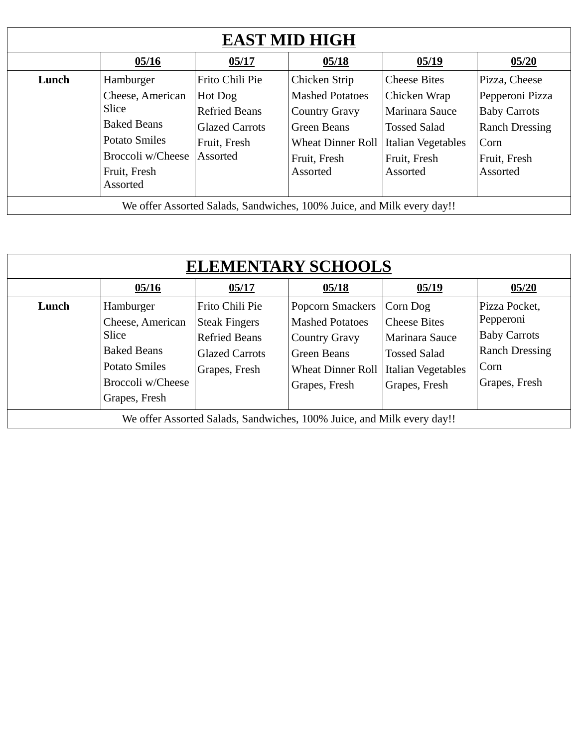| EAST MID HIGH | | | | | |
|---|---|---|---|---|---|
| | **05/16** | **05/17** | **05/18** | **05/19** | **05/20** |
| **Lunch** | Hamburger<br>Cheese, American Slice<br>Baked Beans<br>Potato Smiles<br>Broccoli w/Cheese<br>Fruit, Fresh Assorted | Frito Chili Pie<br>Hot Dog<br>Refried Beans<br>Glazed Carrots<br>Fruit, Fresh Assorted | Chicken Strip<br>Mashed Potatoes<br>Country Gravy<br>Green Beans<br>Wheat Dinner Roll<br>Fruit, Fresh Assorted | Cheese Bites<br>Chicken Wrap<br>Marinara Sauce<br>Tossed Salad<br>Italian Vegetables<br>Fruit, Fresh Assorted | Pizza, Cheese<br>Pepperoni Pizza<br>Baby Carrots<br>Ranch Dressing<br>Corn<br>Fruit, Fresh Assorted |
| We offer Assorted Salads, Sandwiches, 100% Juice, and Milk every day!! | | | | | |

| ELEMENTARY SCHOOLS | | | | | |
|---|---|---|---|---|---|
| | **05/16** | **05/17** | **05/18** | **05/19** | **05/20** |
| **Lunch** | Hamburger<br>Cheese, American Slice<br>Baked Beans<br>Potato Smiles<br>Broccoli w/Cheese<br>Grapes, Fresh | Frito Chili Pie<br>Steak Fingers<br>Refried Beans<br>Glazed Carrots<br>Grapes, Fresh | Popcorn Smackers<br>Mashed Potatoes<br>Country Gravy<br>Green Beans<br>Wheat Dinner Roll<br>Grapes, Fresh | Corn Dog<br>Cheese Bites<br>Marinara Sauce<br>Tossed Salad<br>Italian Vegetables<br>Grapes, Fresh | Pizza Pocket, Pepperoni<br>Baby Carrots<br>Ranch Dressing<br>Corn<br>Grapes, Fresh |
| We offer Assorted Salads, Sandwiches, 100% Juice, and Milk every day!! | | | | | |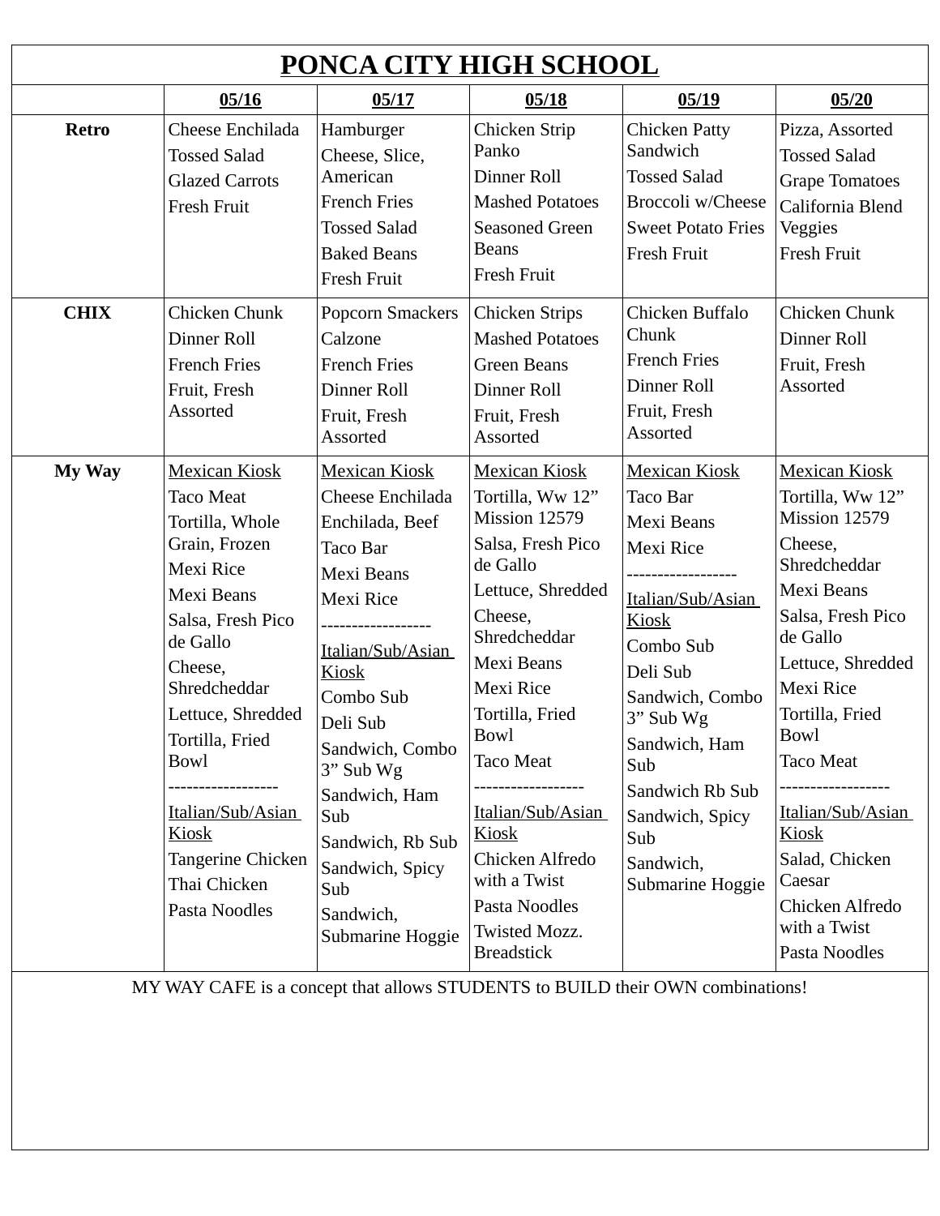# PONCA CITY HIGH SCHOOL

| | 05/16 | 05/17 | 05/18 | 05/19 | 05/20 |
|---|---|---|---|---|---|
| **Retro** | Cheese Enchilada<br>Tossed Salad<br>Glazed Carrots<br>Fresh Fruit | Hamburger<br>Cheese, Slice, American<br>French Fries<br>Tossed Salad<br>Baked Beans<br>Fresh Fruit | Chicken Strip Panko<br>Dinner Roll<br>Mashed Potatoes<br>Seasoned Green Beans<br>Fresh Fruit | Chicken Patty Sandwich<br>Tossed Salad<br>Broccoli w/Cheese<br>Sweet Potato Fries<br>Fresh Fruit | Pizza, Assorted<br>Tossed Salad<br>Grape Tomatoes<br>California Blend Veggies<br>Fresh Fruit |
| **CHIX** | Chicken Chunk<br>Dinner Roll<br>French Fries<br>Fruit, Fresh Assorted | Popcorn Smackers<br>Calzone<br>French Fries<br>Dinner Roll<br>Fruit, Fresh Assorted | Chicken Strips<br>Mashed Potatoes<br>Green Beans<br>Dinner Roll<br>Fruit, Fresh Assorted | Chicken Buffalo Chunk<br>French Fries<br>Dinner Roll<br>Fruit, Fresh Assorted | Chicken Chunk<br>Dinner Roll<br>Fruit, Fresh Assorted |
| **My Way** | Mexican Kiosk<br>Taco Meat<br>Tortilla, Whole Grain, Frozen<br>Mexi Rice<br>Mexi Beans<br>Salsa, Fresh Pico de Gallo<br>Cheese, Shredcheddar<br>Lettuce, Shredded<br>Tortilla, Fried Bowl<br>------------------<br>Italian/Sub/Asian Kiosk<br>Tangerine Chicken<br>Thai Chicken<br>Pasta Noodles | Mexican Kiosk<br>Cheese Enchilada<br>Enchilada, Beef<br>Taco Bar<br>Mexi Beans<br>Mexi Rice<br>------------------<br>Italian/Sub/Asian Kiosk<br>Combo Sub<br>Deli Sub<br>Sandwich, Combo 3" Sub Wg<br>Sandwich, Ham Sub<br>Sandwich, Rb Sub<br>Sandwich, Spicy Sub<br>Sandwich, Submarine Hoggie | Mexican Kiosk<br>Tortilla, Ww 12" Mission 12579<br>Salsa, Fresh Pico de Gallo<br>Lettuce, Shredded<br>Cheese, Shredcheddar<br>Mexi Beans<br>Mexi Rice<br>Tortilla, Fried Bowl<br>Taco Meat<br>------------------<br>Italian/Sub/Asian Kiosk<br>Chicken Alfredo with a Twist<br>Pasta Noodles<br>Twisted Mozz. Breadstick | Mexican Kiosk<br>Taco Bar<br>Mexi Beans<br>Mexi Rice<br>------------------<br>Italian/Sub/Asian Kiosk<br>Combo Sub<br>Deli Sub<br>Sandwich, Combo 3" Sub Wg<br>Sandwich, Ham Sub<br>Sandwich Rb Sub<br>Sandwich, Spicy Sub<br>Sandwich, Submarine Hoggie | Mexican Kiosk<br>Tortilla, Ww 12" Mission 12579<br>Cheese, Shredcheddar<br>Mexi Beans<br>Salsa, Fresh Pico de Gallo<br>Lettuce, Shredded<br>Mexi Rice<br>Tortilla, Fried Bowl<br>Taco Meat<br>------------------<br>Italian/Sub/Asian Kiosk<br>Salad, Chicken Caesar<br>Chicken Alfredo with a Twist<br>Pasta Noodles |

MY WAY CAFE is a concept that allows STUDENTS to BUILD their OWN combinations!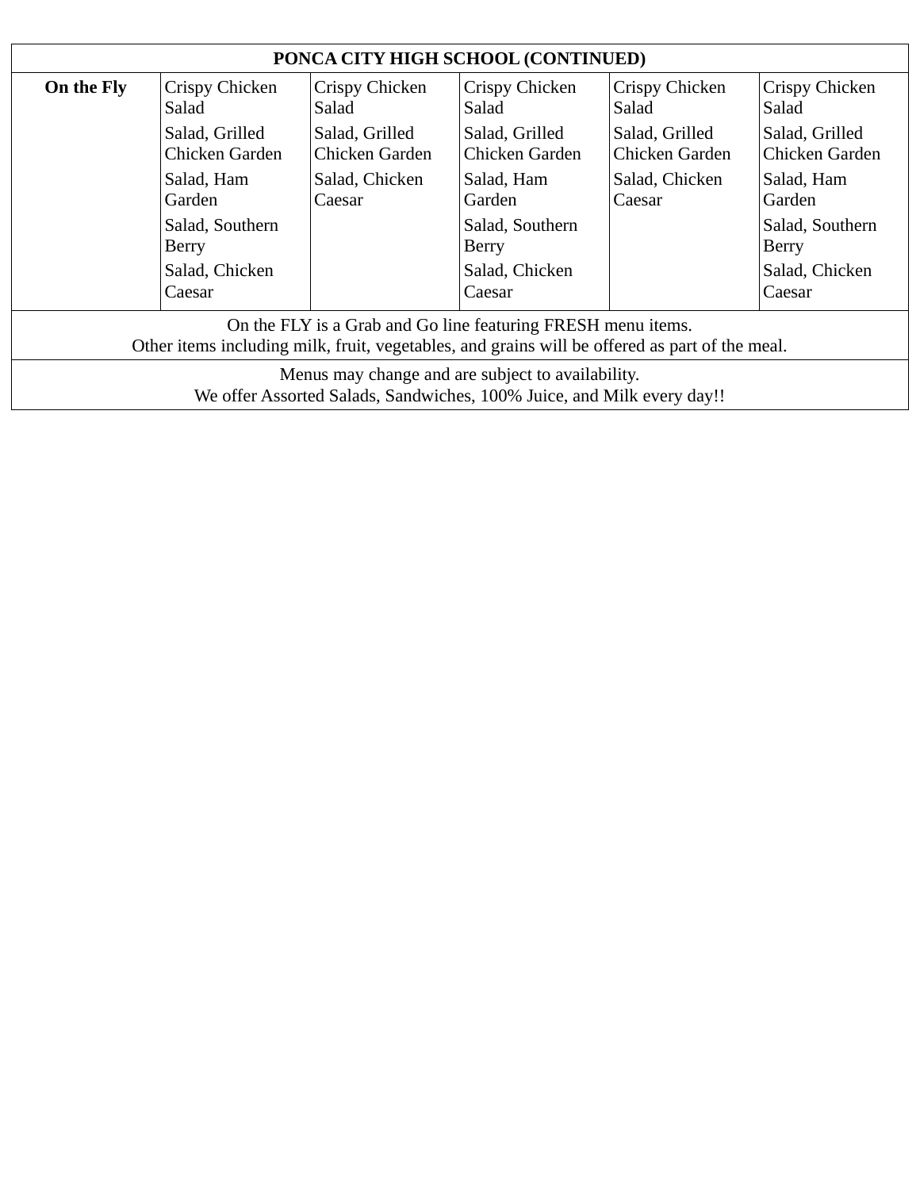| PONCA CITY HIGH SCHOOL (CONTINUED) | | | | | |
|---|---|---|---|---|---|
| **On the Fly** | Crispy Chicken Salad<br>Salad, Grilled Chicken Garden<br>Salad, Ham Garden<br>Salad, Southern Berry<br>Salad, Chicken Caesar | Crispy Chicken Salad<br>Salad, Grilled Chicken Garden<br>Salad, Chicken Caesar | Crispy Chicken Salad<br>Salad, Grilled Chicken Garden<br>Salad, Ham Garden<br>Salad, Southern Berry<br>Salad, Chicken Caesar | Crispy Chicken Salad<br>Salad, Grilled Chicken Garden<br>Salad, Chicken Caesar | Crispy Chicken Salad<br>Salad, Grilled Chicken Garden<br>Salad, Ham Garden<br>Salad, Southern Berry<br>Salad, Chicken Caesar |
| On the FLY is a Grab and Go line featuring FRESH menu items.<br>Other items including milk, fruit, vegetables, and grains will be offered as part of the meal. | | | | | |
| Menus may change and are subject to availability.<br>We offer Assorted Salads, Sandwiches, 100% Juice, and Milk every day!! | | | | | |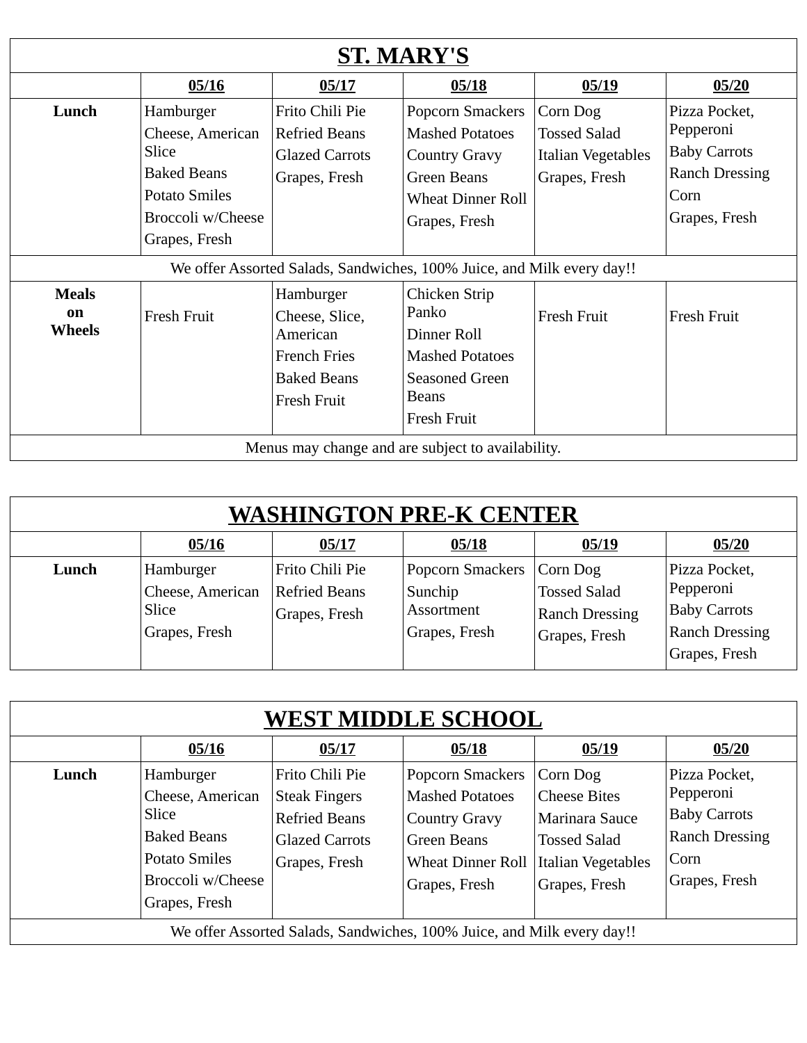## ST. MARY'S

| | 05/16 | 05/17 | 05/18 | 05/19 | 05/20 |
|---|---|---|---|---|---|
| **Lunch** | Hamburger<br>Cheese, American Slice<br>Baked Beans<br>Potato Smiles<br>Broccoli w/Cheese<br>Grapes, Fresh | Frito Chili Pie<br>Refried Beans<br>Glazed Carrots<br>Grapes, Fresh | Popcorn Smackers<br>Mashed Potatoes<br>Country Gravy<br>Green Beans<br>Wheat Dinner Roll<br>Grapes, Fresh | Corn Dog<br>Tossed Salad<br>Italian Vegetables<br>Grapes, Fresh | Pizza Pocket, Pepperoni<br>Baby Carrots<br>Ranch Dressing<br>Corn<br>Grapes, Fresh |
| We offer Assorted Salads, Sandwiches, 100% Juice, and Milk every day!! | | | | | |
| **Meals on Wheels** | Fresh Fruit | Hamburger<br>Cheese, Slice, American<br>French Fries<br>Baked Beans<br>Fresh Fruit | Chicken Strip Panko<br>Dinner Roll<br>Mashed Potatoes<br>Seasoned Green Beans<br>Fresh Fruit | Fresh Fruit | Fresh Fruit |
| Menus may change and are subject to availability. | | | | | |

## WASHINGTON PRE-K CENTER

| | 05/16 | 05/17 | 05/18 | 05/19 | 05/20 |
|---|---|---|---|---|---|
| **Lunch** | Hamburger<br>Cheese, American Slice<br>Grapes, Fresh | Frito Chili Pie<br>Refried Beans<br>Grapes, Fresh | Popcorn Smackers<br>Sunchip Assortment<br>Grapes, Fresh | Corn Dog<br>Tossed Salad<br>Ranch Dressing<br>Grapes, Fresh | Pizza Pocket, Pepperoni<br>Baby Carrots<br>Ranch Dressing<br>Grapes, Fresh |

## WEST MIDDLE SCHOOL

| | 05/16 | 05/17 | 05/18 | 05/19 | 05/20 |
|---|---|---|---|---|---|
| **Lunch** | Hamburger<br>Cheese, American Slice<br>Baked Beans<br>Potato Smiles<br>Broccoli w/Cheese<br>Grapes, Fresh | Frito Chili Pie<br>Steak Fingers<br>Refried Beans<br>Glazed Carrots<br>Grapes, Fresh | Popcorn Smackers<br>Mashed Potatoes<br>Country Gravy<br>Green Beans<br>Wheat Dinner Roll<br>Grapes, Fresh | Corn Dog<br>Cheese Bites<br>Marinara Sauce<br>Tossed Salad<br>Italian Vegetables<br>Grapes, Fresh | Pizza Pocket, Pepperoni<br>Baby Carrots<br>Ranch Dressing<br>Corn<br>Grapes, Fresh |
| We offer Assorted Salads, Sandwiches, 100% Juice, and Milk every day!! | | | | | |